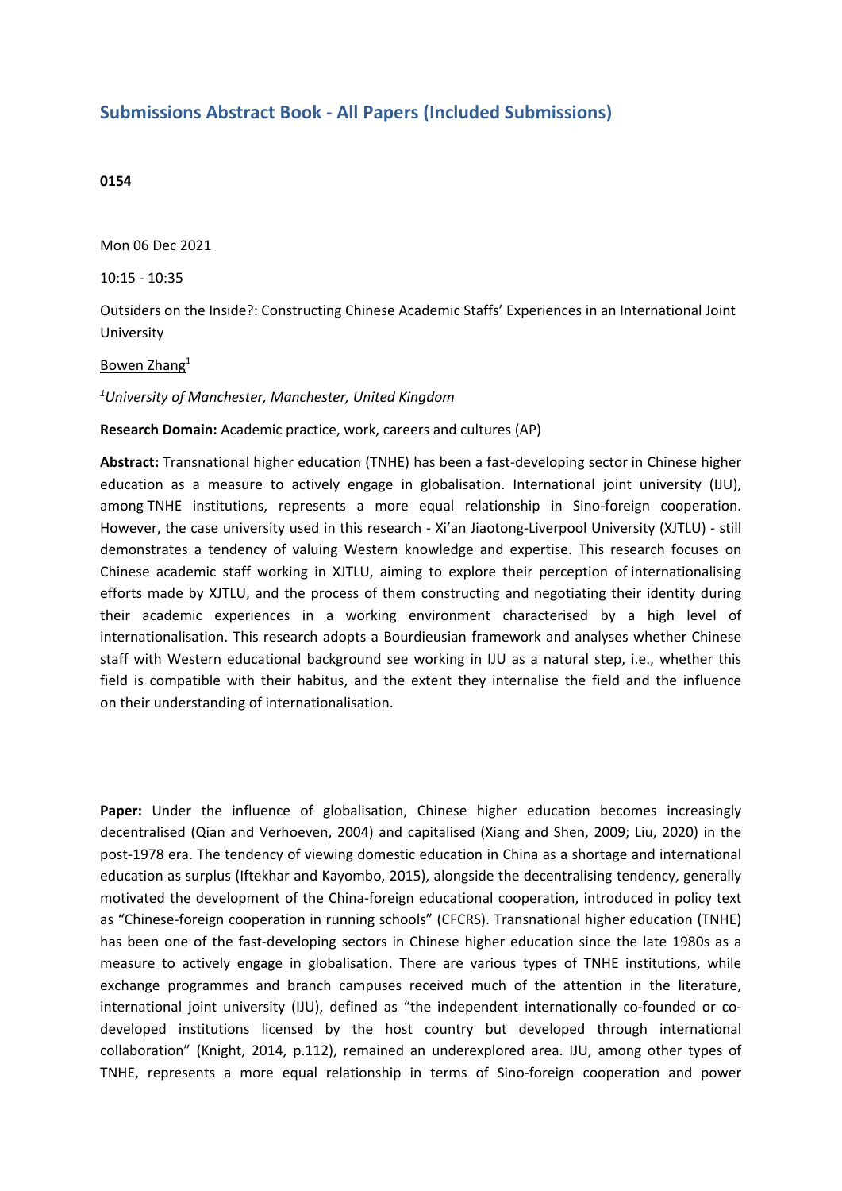# Submissions Abstract Book - All Papers (Included Submissions)

**0154**

Mon 06 Dec 2021

10:15 - 10:35

Outsiders on the Inside?: Constructing Chinese Academic Staffs' Experiences in an International Joint University

Bowen Zhang[1]

*[1]University of Manchester, Manchester, United Kingdom*

**Research Domain:** Academic practice, work, careers and cultures (AP)

**Abstract:** Transnational higher education (TNHE) has been a fast-developing sector in Chinese higher education as a measure to actively engage in globalisation. International joint university (IJU), among TNHE institutions, represents a more equal relationship in Sino-foreign cooperation. However, the case university used in this research - Xi'an Jiaotong-Liverpool University (XJTLU) - still demonstrates a tendency of valuing Western knowledge and expertise. This research focuses on Chinese academic staff working in XJTLU, aiming to explore their perception of internationalising efforts made by XJTLU, and the process of them constructing and negotiating their identity during their academic experiences in a working environment characterised by a high level of internationalisation. This research adopts a Bourdieusian framework and analyses whether Chinese staff with Western educational background see working in IJU as a natural step, i.e., whether this field is compatible with their habitus, and the extent they internalise the field and the influence on their understanding of internationalisation.

**Paper:** Under the influence of globalisation, Chinese higher education becomes increasingly decentralised (Qian and Verhoeven, 2004) and capitalised (Xiang and Shen, 2009; Liu, 2020) in the post-1978 era. The tendency of viewing domestic education in China as a shortage and international education as surplus (Iftekhar and Kayombo, 2015), alongside the decentralising tendency, generally motivated the development of the China-foreign educational cooperation, introduced in policy text as "Chinese-foreign cooperation in running schools" (CFCRS). Transnational higher education (TNHE) has been one of the fast-developing sectors in Chinese higher education since the late 1980s as a measure to actively engage in globalisation. There are various types of TNHE institutions, while exchange programmes and branch campuses received much of the attention in the literature, international joint university (IJU), defined as "the independent internationally co-founded or co-developed institutions licensed by the host country but developed through international collaboration" (Knight, 2014, p.112), remained an underexplored area. IJU, among other types of TNHE, represents a more equal relationship in terms of Sino-foreign cooperation and power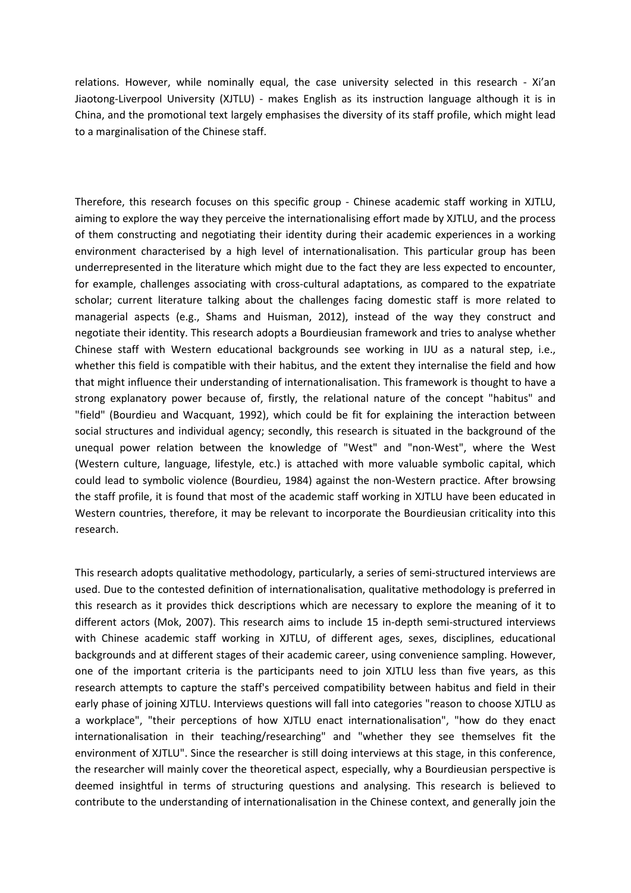relations. However, while nominally equal, the case university selected in this research - Xi'an Jiaotong-Liverpool University (XJTLU) - makes English as its instruction language although it is in China, and the promotional text largely emphasises the diversity of its staff profile, which might lead to a marginalisation of the Chinese staff.

Therefore, this research focuses on this specific group - Chinese academic staff working in XJTLU, aiming to explore the way they perceive the internationalising effort made by XJTLU, and the process of them constructing and negotiating their identity during their academic experiences in a working environment characterised by a high level of internationalisation. This particular group has been underrepresented in the literature which might due to the fact they are less expected to encounter, for example, challenges associating with cross-cultural adaptations, as compared to the expatriate scholar; current literature talking about the challenges facing domestic staff is more related to managerial aspects (e.g., Shams and Huisman, 2012), instead of the way they construct and negotiate their identity. This research adopts a Bourdieusian framework and tries to analyse whether Chinese staff with Western educational backgrounds see working in IJU as a natural step, i.e., whether this field is compatible with their habitus, and the extent they internalise the field and how that might influence their understanding of internationalisation. This framework is thought to have a strong explanatory power because of, firstly, the relational nature of the concept "habitus" and "field" (Bourdieu and Wacquant, 1992), which could be fit for explaining the interaction between social structures and individual agency; secondly, this research is situated in the background of the unequal power relation between the knowledge of "West" and "non-West", where the West (Western culture, language, lifestyle, etc.) is attached with more valuable symbolic capital, which could lead to symbolic violence (Bourdieu, 1984) against the non-Western practice. After browsing the staff profile, it is found that most of the academic staff working in XJTLU have been educated in Western countries, therefore, it may be relevant to incorporate the Bourdieusian criticality into this research.

This research adopts qualitative methodology, particularly, a series of semi-structured interviews are used. Due to the contested definition of internationalisation, qualitative methodology is preferred in this research as it provides thick descriptions which are necessary to explore the meaning of it to different actors (Mok, 2007). This research aims to include 15 in-depth semi-structured interviews with Chinese academic staff working in XJTLU, of different ages, sexes, disciplines, educational backgrounds and at different stages of their academic career, using convenience sampling. However, one of the important criteria is the participants need to join XJTLU less than five years, as this research attempts to capture the staff's perceived compatibility between habitus and field in their early phase of joining XJTLU. Interviews questions will fall into categories "reason to choose XJTLU as a workplace", "their perceptions of how XJTLU enact internationalisation", "how do they enact internationalisation in their teaching/researching" and "whether they see themselves fit the environment of XJTLU". Since the researcher is still doing interviews at this stage, in this conference, the researcher will mainly cover the theoretical aspect, especially, why a Bourdieusian perspective is deemed insightful in terms of structuring questions and analysing. This research is believed to contribute to the understanding of internationalisation in the Chinese context, and generally join the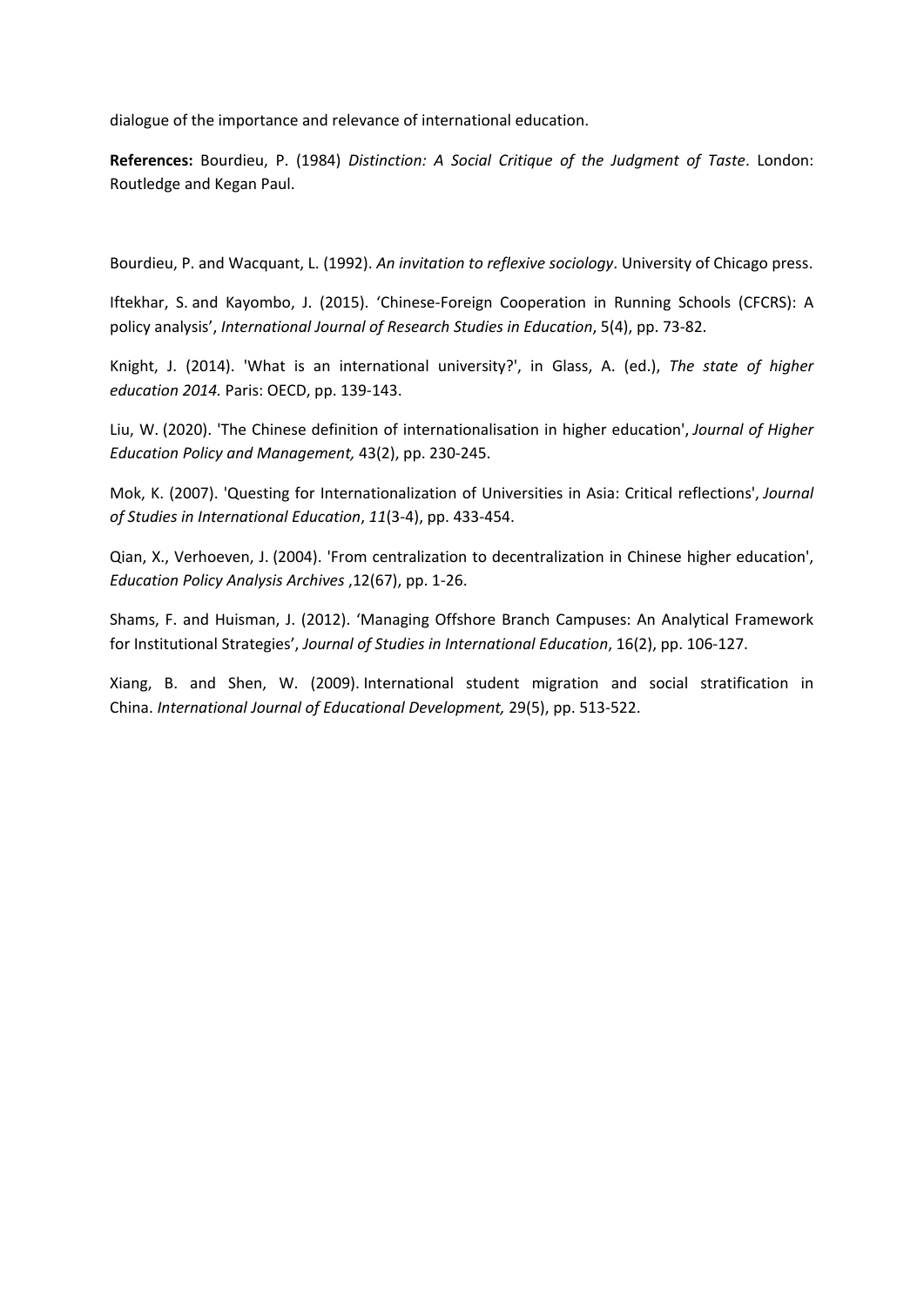dialogue of the importance and relevance of international education.

**References:** Bourdieu, P. (1984) *Distinction: A Social Critique of the Judgment of Taste*. London: Routledge and Kegan Paul.

Bourdieu, P. and Wacquant, L. (1992). *An invitation to reflexive sociology*. University of Chicago press.

Iftekhar, S. and Kayombo, J. (2015). 'Chinese-Foreign Cooperation in Running Schools (CFCRS): A policy analysis', *International Journal of Research Studies in Education*, 5(4), pp. 73-82.

Knight, J. (2014). 'What is an international university?', in Glass, A. (ed.), *The state of higher education 2014.* Paris: OECD, pp. 139-143.

Liu, W. (2020). 'The Chinese definition of internationalisation in higher education', *Journal of Higher Education Policy and Management,* 43(2), pp. 230-245.

Mok, K. (2007). 'Questing for Internationalization of Universities in Asia: Critical reflections', *Journal of Studies in International Education*, *11*(3-4), pp. 433-454.

Qian, X., Verhoeven, J. (2004). 'From centralization to decentralization in Chinese higher education', *Education Policy Analysis Archives* ,12(67), pp. 1-26.

Shams, F. and Huisman, J. (2012). 'Managing Offshore Branch Campuses: An Analytical Framework for Institutional Strategies', *Journal of Studies in International Education*, 16(2), pp. 106-127.

Xiang, B. and Shen, W. (2009). International student migration and social stratification in China. *International Journal of Educational Development,* 29(5), pp. 513-522.